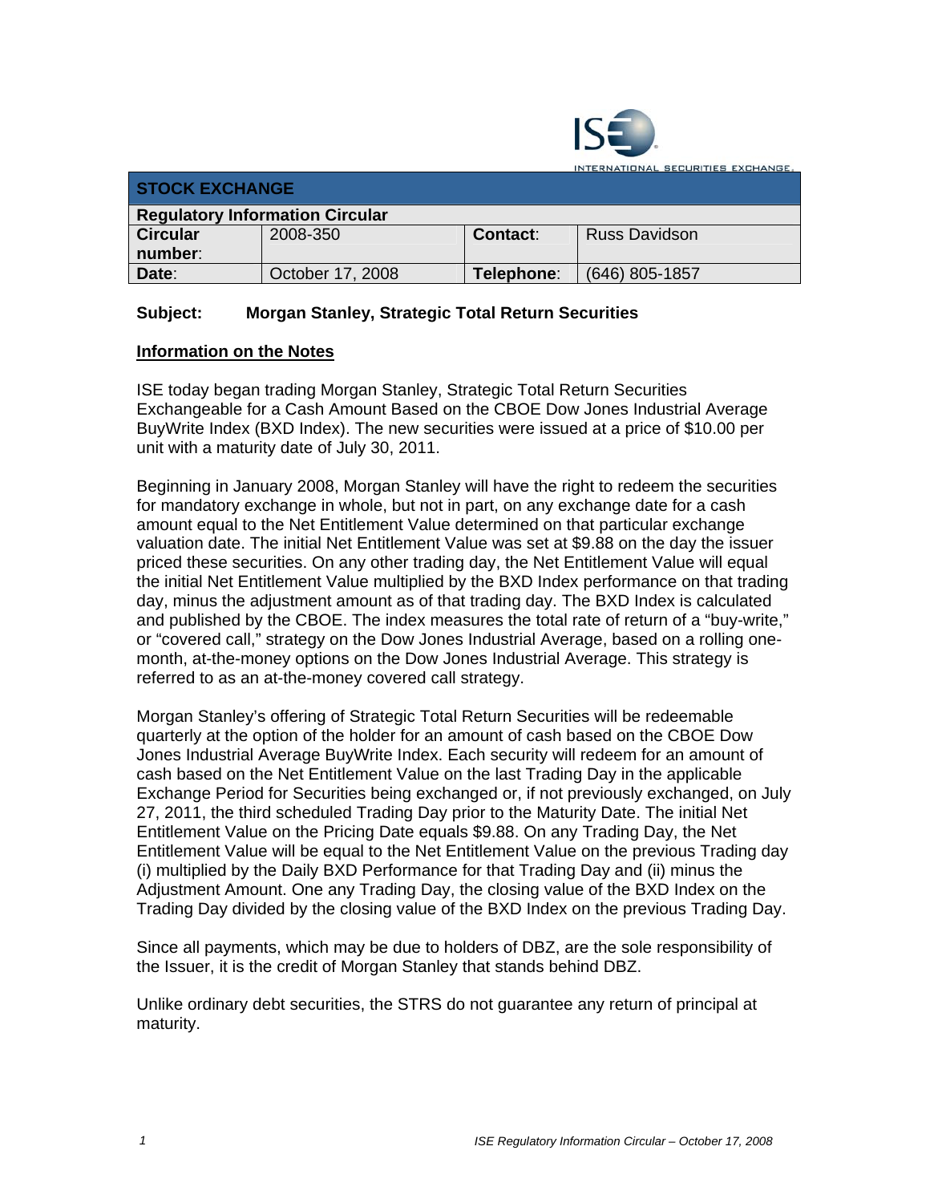INTERNATIONAL SECURITIES EXCHANGE

| STOCK EXCHANGE | | | |
|---|---|---|---|
| **Regulatory Information Circular** | | | |
| **Circular number**: | 2008-350 | **Contact**: | Russ Davidson |
| **Date**: | October 17, 2008 | **Telephone**: | (646) 805-1857 |

**Subject: Morgan Stanley, Strategic Total Return Securities**

**Information on the Notes**

ISE today began trading Morgan Stanley, Strategic Total Return Securities Exchangeable for a Cash Amount Based on the CBOE Dow Jones Industrial Average BuyWrite Index (BXD Index). The new securities were issued at a price of $10.00 per unit with a maturity date of July 30, 2011.

Beginning in January 2008, Morgan Stanley will have the right to redeem the securities for mandatory exchange in whole, but not in part, on any exchange date for a cash amount equal to the Net Entitlement Value determined on that particular exchange valuation date. The initial Net Entitlement Value was set at $9.88 on the day the issuer priced these securities. On any other trading day, the Net Entitlement Value will equal the initial Net Entitlement Value multiplied by the BXD Index performance on that trading day, minus the adjustment amount as of that trading day. The BXD Index is calculated and published by the CBOE. The index measures the total rate of return of a "buy-write," or "covered call," strategy on the Dow Jones Industrial Average, based on a rolling one-month, at-the-money options on the Dow Jones Industrial Average. This strategy is referred to as an at-the-money covered call strategy.

Morgan Stanley's offering of Strategic Total Return Securities will be redeemable quarterly at the option of the holder for an amount of cash based on the CBOE Dow Jones Industrial Average BuyWrite Index. Each security will redeem for an amount of cash based on the Net Entitlement Value on the last Trading Day in the applicable Exchange Period for Securities being exchanged or, if not previously exchanged, on July 27, 2011, the third scheduled Trading Day prior to the Maturity Date. The initial Net Entitlement Value on the Pricing Date equals $9.88. On any Trading Day, the Net Entitlement Value will be equal to the Net Entitlement Value on the previous Trading day (i) multiplied by the Daily BXD Performance for that Trading Day and (ii) minus the Adjustment Amount. One any Trading Day, the closing value of the BXD Index on the Trading Day divided by the closing value of the BXD Index on the previous Trading Day.

Since all payments, which may be due to holders of DBZ, are the sole responsibility of the Issuer, it is the credit of Morgan Stanley that stands behind DBZ.

Unlike ordinary debt securities, the STRS do not guarantee any return of principal at maturity.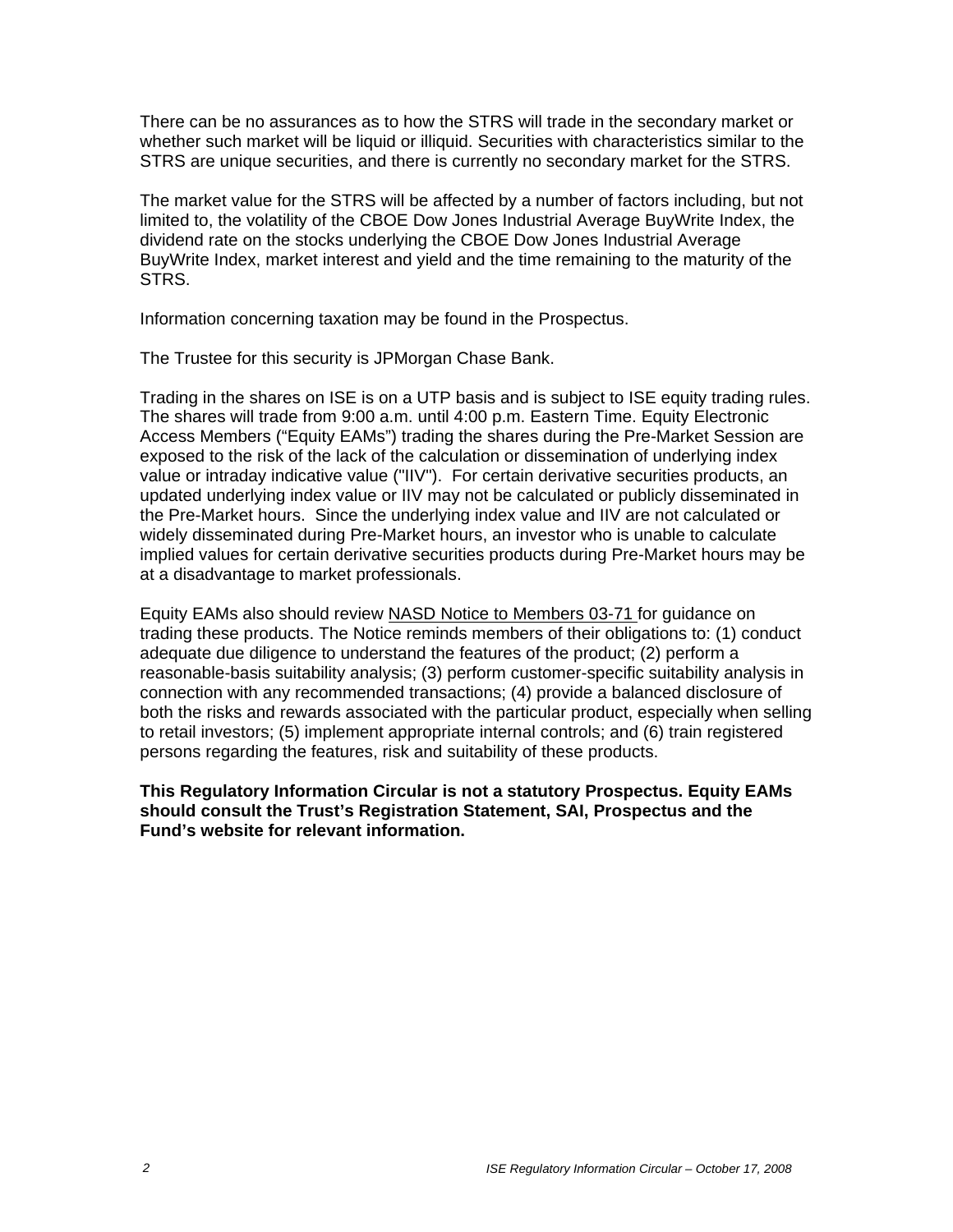There can be no assurances as to how the STRS will trade in the secondary market or whether such market will be liquid or illiquid. Securities with characteristics similar to the STRS are unique securities, and there is currently no secondary market for the STRS.

The market value for the STRS will be affected by a number of factors including, but not limited to, the volatility of the CBOE Dow Jones Industrial Average BuyWrite Index, the dividend rate on the stocks underlying the CBOE Dow Jones Industrial Average BuyWrite Index, market interest and yield and the time remaining to the maturity of the STRS.

Information concerning taxation may be found in the Prospectus.

The Trustee for this security is JPMorgan Chase Bank.

Trading in the shares on ISE is on a UTP basis and is subject to ISE equity trading rules. The shares will trade from 9:00 a.m. until 4:00 p.m. Eastern Time. Equity Electronic Access Members ("Equity EAMs") trading the shares during the Pre-Market Session are exposed to the risk of the lack of the calculation or dissemination of underlying index value or intraday indicative value ("IIV"). For certain derivative securities products, an updated underlying index value or IIV may not be calculated or publicly disseminated in the Pre-Market hours. Since the underlying index value and IIV are not calculated or widely disseminated during Pre-Market hours, an investor who is unable to calculate implied values for certain derivative securities products during Pre-Market hours may be at a disadvantage to market professionals.

Equity EAMs also should review NASD Notice to Members 03-71 for guidance on trading these products. The Notice reminds members of their obligations to: (1) conduct adequate due diligence to understand the features of the product; (2) perform a reasonable-basis suitability analysis; (3) perform customer-specific suitability analysis in connection with any recommended transactions; (4) provide a balanced disclosure of both the risks and rewards associated with the particular product, especially when selling to retail investors; (5) implement appropriate internal controls; and (6) train registered persons regarding the features, risk and suitability of these products.

**This Regulatory Information Circular is not a statutory Prospectus. Equity EAMs should consult the Trust's Registration Statement, SAI, Prospectus and the Fund's website for relevant information.**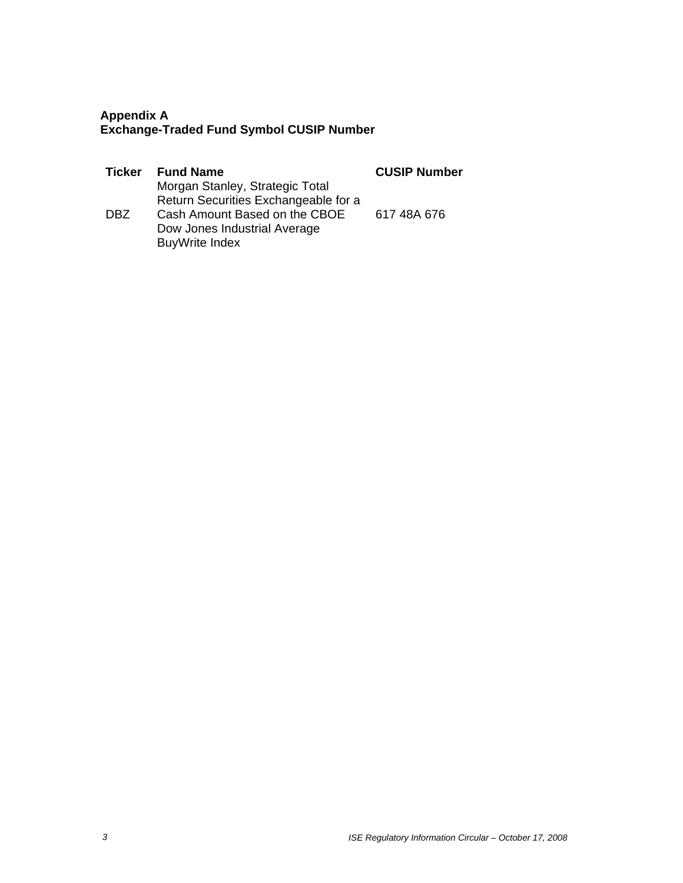**Appendix A**
**Exchange-Traded Fund Symbol CUSIP Number**

| Ticker | Fund Name | CUSIP Number |
|---|---|---|
| DBZ | Morgan Stanley, Strategic Total Return Securities Exchangeable for a Cash Amount Based on the CBOE Dow Jones Industrial Average BuyWrite Index | 617 48A 676 |